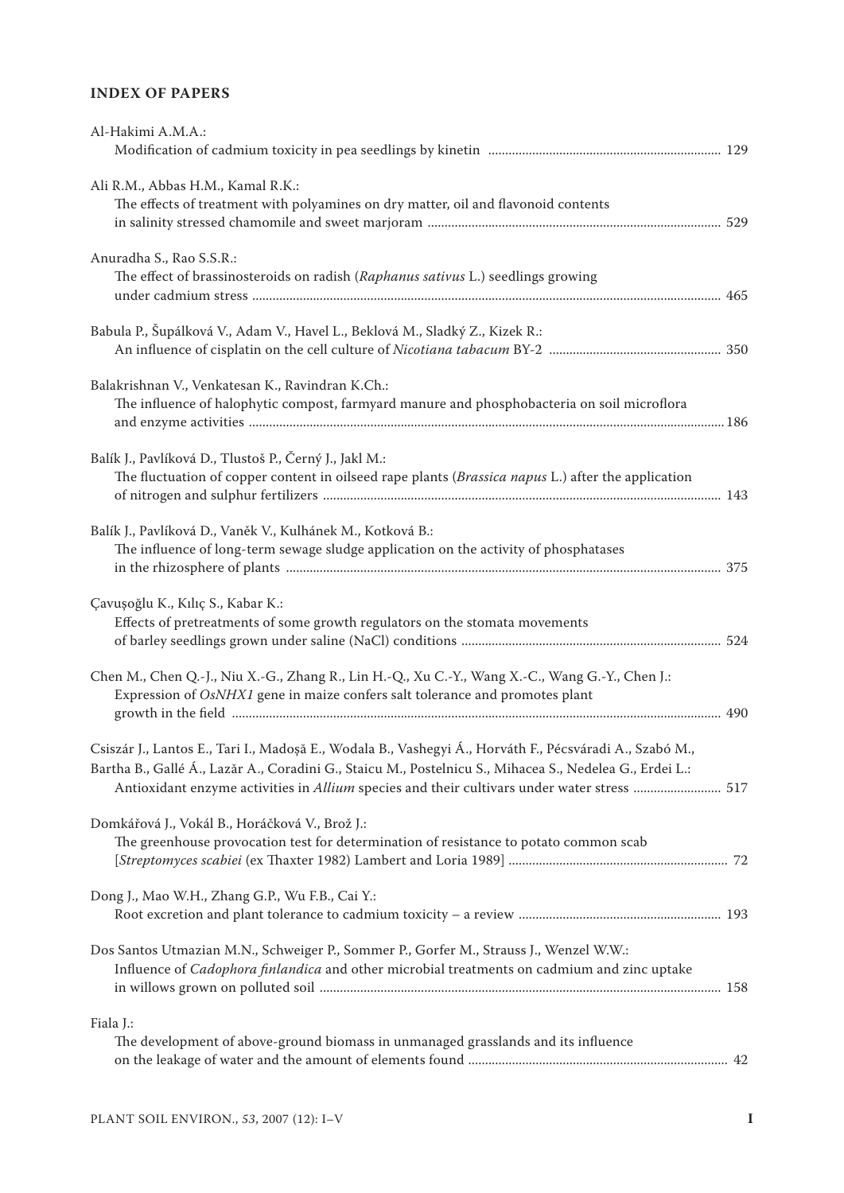## INDEX OF PAPERS

Al-Hakimi A.M.A.:
Modification of cadmium toxicity in pea seedlings by kinetin ..................................................................... 129

Ali R.M., Abbas H.M., Kamal R.K.:
The effects of treatment with polyamines on dry matter, oil and flavonoid contents in salinity stressed chamomile and sweet marjoram ...................................................................................... 529

Anuradha S., Rao S.S.R.:
The effect of brassinosteroids on radish (*Raphanus sativus* L.) seedlings growing under cadmium stress ........................................................................................................................................ 465

Babula P., Šupálková V., Adam V., Havel L., Beklová M., Sladký Z., Kizek R.:
An influence of cisplatin on the cell culture of *Nicotiana tabacum* BY-2 .................................................. 350

Balakrishnan V., Venkatesan K., Ravindran K.Ch.:
The influence of halophytic compost, farmyard manure and phosphobacteria on soil microflora and enzyme activities ........................................................................................................................................... 186

Balík J., Pavlíková D., Tlustoš P., Černý J., Jakl M.:
The fluctuation of copper content in oilseed rape plants (*Brassica napus* L.) after the application of nitrogen and sulphur fertilizers ..................................................................................................... 143

Balík J., Pavlíková D., Vaněk V., Kulhánek M., Kotková B.:
The influence of long-term sewage sludge application on the activity of phosphatases in the rhizosphere of plants ............................................................................................................................... 375

Çavuşoğlu K., Kılıç S., Kabar K.:
Effects of pretreatments of some growth regulators on the stomata movements of barley seedlings grown under saline (NaCl) conditions ............................................................................ 524

Chen M., Chen Q.-J., Niu X.-G., Zhang R., Lin H.-Q., Xu C.-Y., Wang X.-C., Wang G.-Y., Chen J.:
Expression of *OsNHX1* gene in maize confers salt tolerance and promotes plant growth in the field ............................................................................................................................................ 490

Csiszár J., Lantos E., Tari I., Madoșă E., Wodala B., Vashegyi Á., Horváth F., Pécsváradi A., Szabó M., Bartha B., Gallé Á., Lazăr A., Coradini G., Staicu M., Postelnicu S., Mihacea S., Nedelea G., Erdei L.:
Antioxidant enzyme activities in *Allium* species and their cultivars under water stress .......................... 517

Domkářová J., Vokál B., Horáčková V., Brož J.:
The greenhouse provocation test for determination of resistance to potato common scab [*Streptomyces scabiei* (ex Thaxter 1982) Lambert and Loria 1989] ................................................................. 72

Dong J., Mao W.H., Zhang G.P., Wu F.B., Cai Y.:
Root excretion and plant tolerance to cadmium toxicity – a review ........................................................... 193

Dos Santos Utmazian M.N., Schweiger P., Sommer P., Gorfer M., Strauss J., Wenzel W.W.:
Influence of *Cadophora finlandica* and other microbial treatments on cadmium and zinc uptake in willows grown on polluted soil ...................................................................................................... 158

Fiala J.:
The development of above-ground biomass in unmanaged grasslands and its influence on the leakage of water and the amount of elements found ............................................................................ 42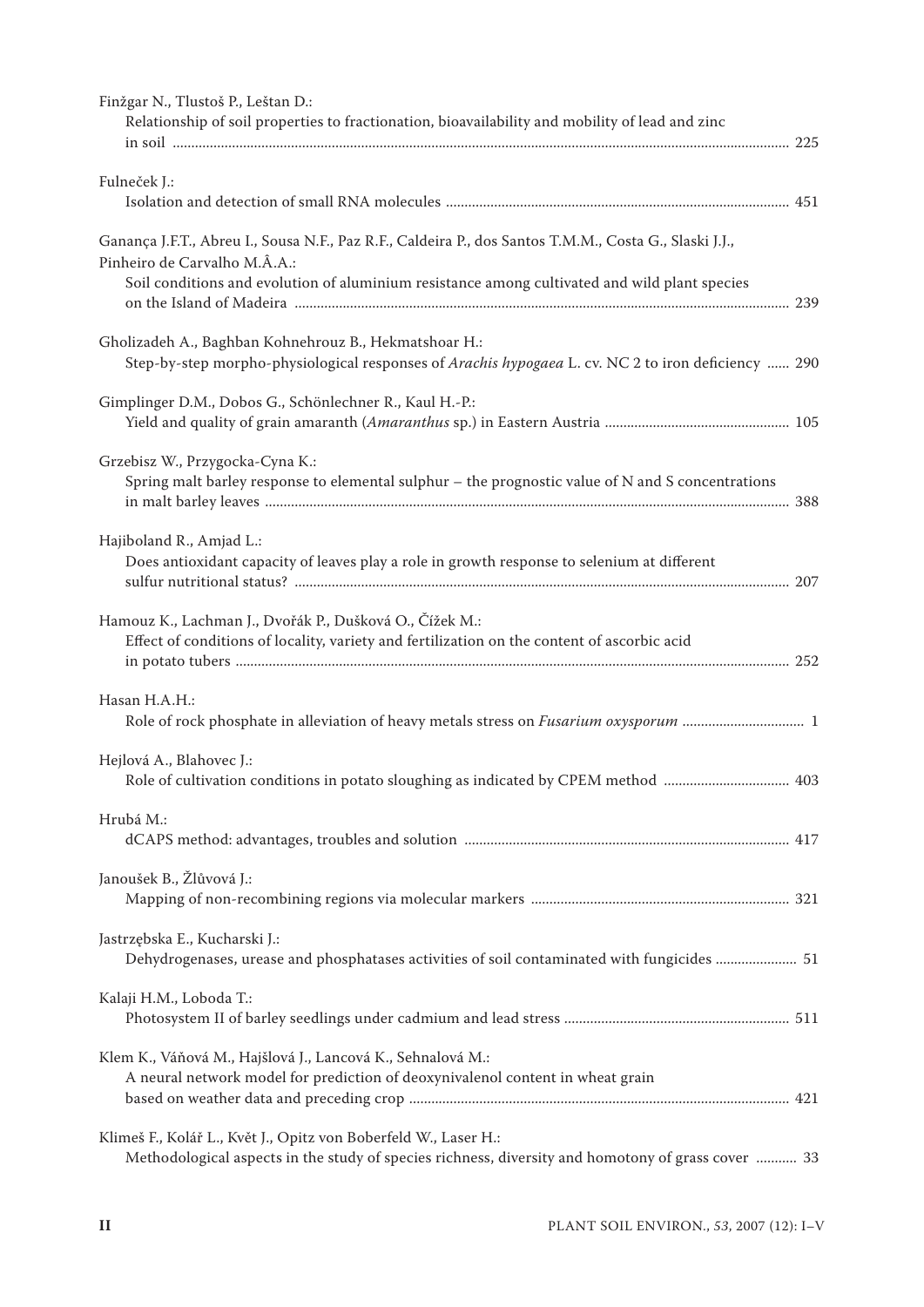Finžgar N., Tlustoš P., Leštan D.:
Relationship of soil properties to fractionation, bioavailability and mobility of lead and zinc in soil ........ 225

Fulneček J.:
Isolation and detection of small RNA molecules ........ 451

Ganança J.F.T., Abreu I., Sousa N.F., Paz R.F., Caldeira P., dos Santos T.M.M., Costa G., Slaski J.J., Pinheiro de Carvalho M.Â.A.:
Soil conditions and evolution of aluminium resistance among cultivated and wild plant species on the Island of Madeira ........ 239

Gholizadeh A., Baghban Kohnehrouz B., Hekmatshoar H.:
Step-by-step morpho-physiological responses of *Arachis hypogaea* L. cv. NC 2 to iron deficiency ........ 290

Gimplinger D.M., Dobos G., Schönlechner R., Kaul H.-P.:
Yield and quality of grain amaranth (*Amaranthus* sp.) in Eastern Austria ........ 105

Grzebisz W., Przygocka-Cyna K.:
Spring malt barley response to elemental sulphur – the prognostic value of N and S concentrations in malt barley leaves ........ 388

Hajiboland R., Amjad L.:
Does antioxidant capacity of leaves play a role in growth response to selenium at different sulfur nutritional status? ........ 207

Hamouz K., Lachman J., Dvořák P., Dušková O., Čížek M.:
Effect of conditions of locality, variety and fertilization on the content of ascorbic acid in potato tubers ........ 252

Hasan H.A.H.:
Role of rock phosphate in alleviation of heavy metals stress on *Fusarium oxysporum* ........ 1

Hejlová A., Blahovec J.:
Role of cultivation conditions in potato sloughing as indicated by CPEM method ........ 403

Hrubá M.:
dCAPS method: advantages, troubles and solution ........ 417

Janoušek B., Žlůvová J.:
Mapping of non-recombining regions via molecular markers ........ 321

Jastrzębska E., Kucharski J.:
Dehydrogenases, urease and phosphatases activities of soil contaminated with fungicides ........ 51

Kalaji H.M., Loboda T.:
Photosystem II of barley seedlings under cadmium and lead stress ........ 511

Klem K., Váňová M., Hajšlová J., Lancová K., Sehnalová M.:
A neural network model for prediction of deoxynivalenol content in wheat grain based on weather data and preceding crop ........ 421

Klimeš F., Kolář L., Květ J., Opitz von Boberfeld W., Laser H.:
Methodological aspects in the study of species richness, diversity and homotony of grass cover ........ 33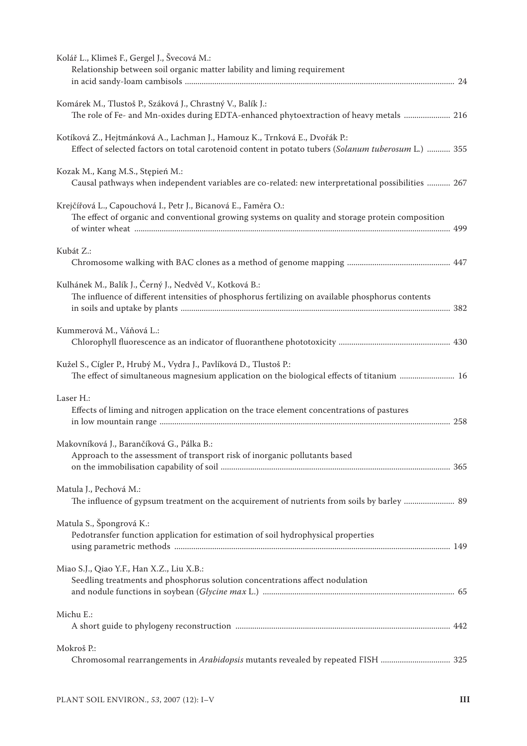Kolář L., Klimeš F., Gergel J., Švecová M.:
Relationship between soil organic matter lability and liming requirement in acid sandy-loam cambisols ... 24

Komárek M., Tlustoš P., Száková J., Chrastný V., Balík J.:
The role of Fe- and Mn-oxides during EDTA-enhanced phytoextraction of heavy metals ... 216

Kotíková Z., Hejtmánková A., Lachman J., Hamouz K., Trnková E., Dvořák P.:
Effect of selected factors on total carotenoid content in potato tubers (*Solanum tuberosum* L.) ... 355

Kozak M., Kang M.S., Stępień M.:
Causal pathways when independent variables are co-related: new interpretational possibilities ... 267

Krejčířová L., Capouchová I., Petr J., Bicanová E., Faměra O.:
The effect of organic and conventional growing systems on quality and storage protein composition of winter wheat ... 499

Kubát Z.:
Chromosome walking with BAC clones as a method of genome mapping ... 447

Kulhánek M., Balík J., Černý J., Nedvěd V., Kotková B.:
The influence of different intensities of phosphorus fertilizing on available phosphorus contents in soils and uptake by plants ... 382

Kummerová M., Váňová L.:
Chlorophyll fluorescence as an indicator of fluoranthene phototoxicity ... 430

Kužel S., Cígler P., Hrubý M., Vydra J., Pavlíková D., Tlustoš P.:
The effect of simultaneous magnesium application on the biological effects of titanium ... 16

Laser H.:
Effects of liming and nitrogen application on the trace element concentrations of pastures in low mountain range ... 258

Makovníková J., Barančíková G., Pálka B.:
Approach to the assessment of transport risk of inorganic pollutants based on the immobilisation capability of soil ... 365

Matula J., Pechová M.:
The influence of gypsum treatment on the acquirement of nutrients from soils by barley ... 89

Matula S., Špongrová K.:
Pedotransfer function application for estimation of soil hydrophysical properties using parametric methods ... 149

Miao S.J., Qiao Y.F., Han X.Z., Liu X.B.:
Seedling treatments and phosphorus solution concentrations affect nodulation and nodule functions in soybean (*Glycine max* L.) ... 65

Michu E.:
A short guide to phylogeny reconstruction ... 442

Mokroš P.:
Chromosomal rearrangements in *Arabidopsis* mutants revealed by repeated FISH ... 325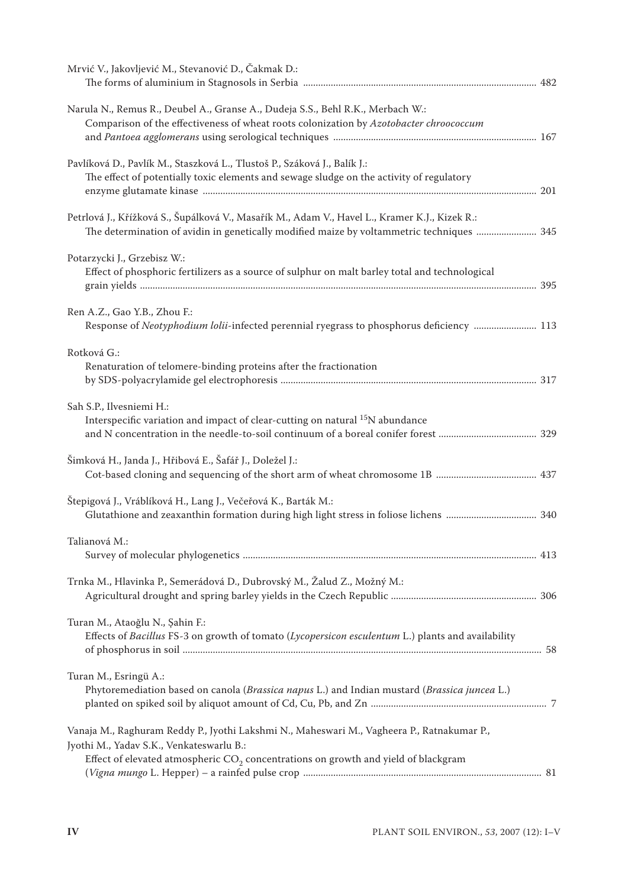Mrvić V., Jakovljević M., Stevanović D., Čakmak D.:
The forms of aluminium in Stagnosols in Serbia ........................................................................................... 482

Narula N., Remus R., Deubel A., Granse A., Dudeja S.S., Behl R.K., Merbach W.:
Comparison of the effectiveness of wheat roots colonization by *Azotobacter chroococcum* and *Pantoea agglomerans* using serological techniques ................................................................................ 167

Pavlíková D., Pavlík M., Staszková L., Tlustoš P., Száková J., Balík J.:
The effect of potentially toxic elements and sewage sludge on the activity of regulatory enzyme glutamate kinase .................................................................................................................................. 201

Petrlová J., Křížková S., Šupálková V., Masařík M., Adam V., Havel L., Kramer K.J., Kizek R.:
The determination of avidin in genetically modified maize by voltammetric techniques ........................ 345

Potarzycki J., Grzebisz W.:
Effect of phosphoric fertilizers as a source of sulphur on malt barley total and technological grain yields ................................................................................................................................................ 395

Ren A.Z., Gao Y.B., Zhou F.:
Response of *Neotyphodium lolii*-infected perennial ryegrass to phosphorus deficiency ......................... 113

Rotková G.:
Renaturation of telomere-binding proteins after the fractionation by SDS-polyacrylamide gel electrophoresis ..................................................................................................... 317

Sah S.P., Ilvesniemi H.:
Interspecific variation and impact of clear-cutting on natural $^{15}N$ abundance and N concentration in the needle-to-soil continuum of a boreal conifer forest ....................................... 329

Šimková H., Janda J., Hřibová E., Šafář J., Doležel J.:
Cot-based cloning and sequencing of the short arm of wheat chromosome 1B ........................................ 437

Štepigová J., Vráblíková H., Lang J., Večeřová K., Barták M.:
Glutathione and zeaxanthin formation during high light stress in foliose lichens .................................... 340

Talianová M.:
Survey of molecular phylogenetics .................................................................................................................. 413

Trnka M., Hlavinka P., Semerádová D., Dubrovský M., Žalud Z., Možný M.:
Agricultural drought and spring barley yields in the Czech Republic .......................................................... 306

Turan M., Ataoğlu N., Şahin F.:
Effects of *Bacillus* FS-3 on growth of tomato (*Lycopersicon esculentum* L.) plants and availability of phosphorus in soil ........................................................................................................................................ 58

Turan M., Esringü A.:
Phytoremediation based on canola (*Brassica napus* L.) and Indian mustard (*Brassica juncea* L.) planted on spiked soil by aliquot amount of Cd, Cu, Pb, and Zn ..................................................................... 7

Vanaja M., Raghuram Reddy P., Jyothi Lakshmi N., Maheswari M., Vagheera P., Ratnakumar P., Jyothi M., Yadav S.K., Venkateswarlu B.:
Effect of elevated atmospheric $CO_2$ concentrations on growth and yield of blackgram (*Vigna mungo* L. Hepper) – a rainfed pulse crop ............................................................................................... 81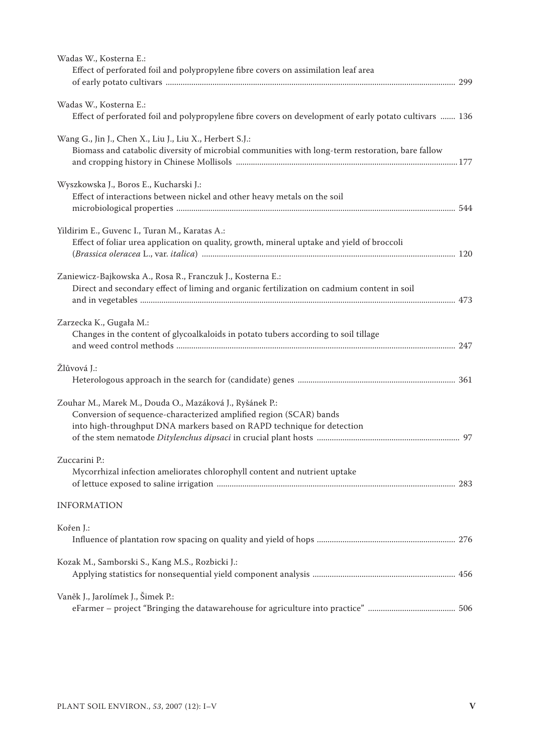Wadas W., Kosterna E.:
Effect of perforated foil and polypropylene fibre covers on assimilation leaf area of early potato cultivars ........ 299

Wadas W., Kosterna E.:
Effect of perforated foil and polypropylene fibre covers on development of early potato cultivars ....... 136

Wang G., Jin J., Chen X., Liu J., Liu X., Herbert S.J.:
Biomass and catabolic diversity of microbial communities with long-term restoration, bare fallow and cropping history in Chinese Mollisols ........ 177

Wyszkowska J., Boros E., Kucharski J.:
Effect of interactions between nickel and other heavy metals on the soil microbiological properties ........ 544

Yildirim E., Guvenc I., Turan M., Karatas A.:
Effect of foliar urea application on quality, growth, mineral uptake and yield of broccoli (*Brassica oleracea* L., var. *italica*) ........ 120

Zaniewicz-Bajkowska A., Rosa R., Franczuk J., Kosterna E.:
Direct and secondary effect of liming and organic fertilization on cadmium content in soil and in vegetables ........ 473

Zarzecka K., Gugała M.:
Changes in the content of glycoalkaloids in potato tubers according to soil tillage and weed control methods ........ 247

Žlůvová J.:
Heterologous approach in the search for (candidate) genes ........ 361

Zouhar M., Marek M., Douda O., Mazáková J., Ryšánek P.:
Conversion of sequence-characterized amplified region (SCAR) bands into high-throughput DNA markers based on RAPD technique for detection of the stem nematode *Ditylenchus dipsaci* in crucial plant hosts ........ 97

Zuccarini P.:
Mycorrhizal infection ameliorates chlorophyll content and nutrient uptake of lettuce exposed to saline irrigation ........ 283

## INFORMATION

Kořen J.:
Influence of plantation row spacing on quality and yield of hops ........ 276

Kozak M., Samborski S., Kang M.S., Rozbicki J.:
Applying statistics for nonsequential yield component analysis ........ 456

Vaněk J., Jarolímek J., Šimek P.:
eFarmer – project "Bringing the datawarehouse for agriculture into practice" ........ 506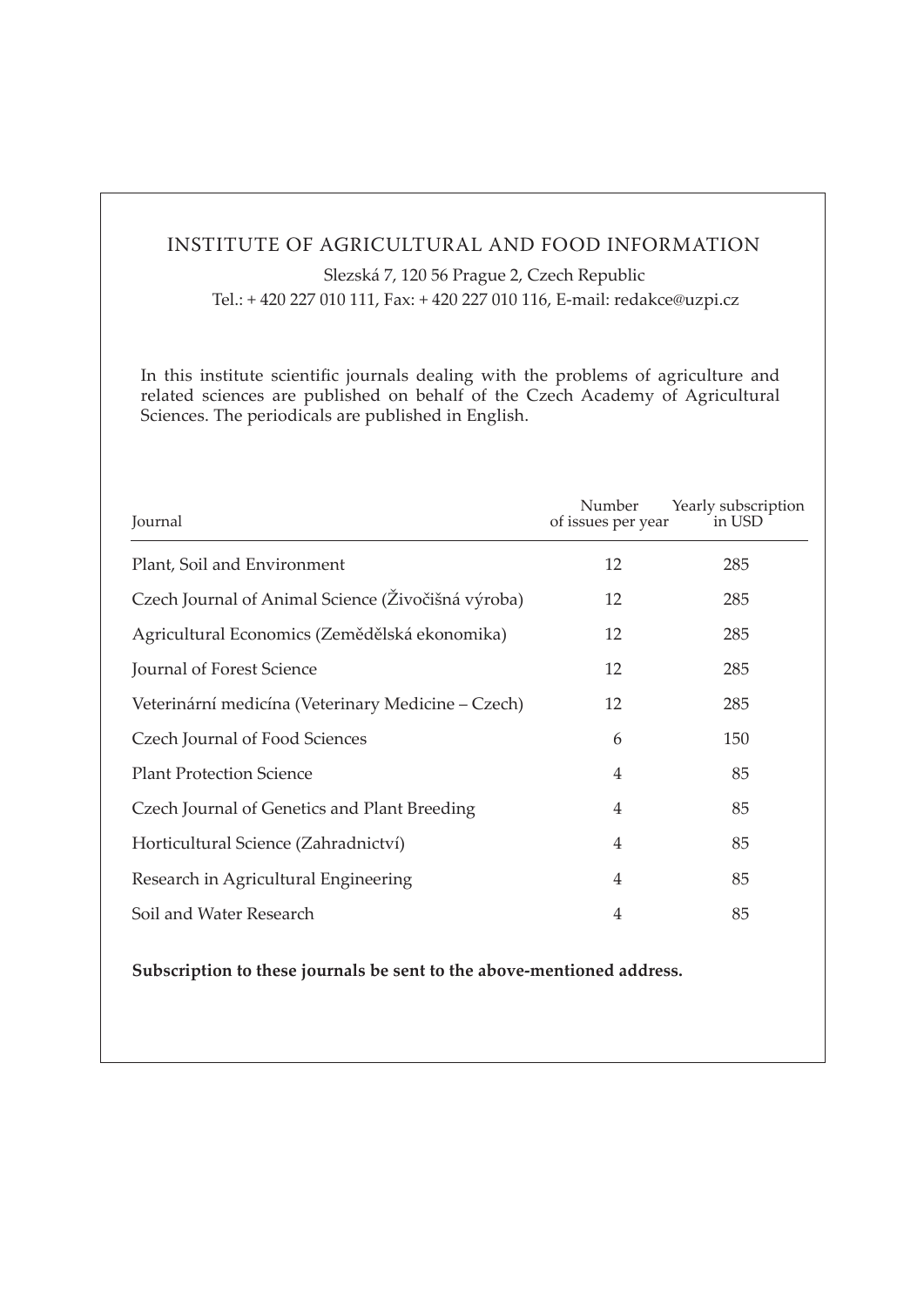## INSTITUTE OF AGRICULTURAL AND FOOD INFORMATION

Slezská 7, 120 56 Prague 2, Czech Republic
Tel.: + 420 227 010 111, Fax: + 420 227 010 116, E-mail: redakce@uzpi.cz

In this institute scientific journals dealing with the problems of agriculture and related sciences are published on behalf of the Czech Academy of Agricultural Sciences. The periodicals are published in English.

| Journal | Number of issues per year | Yearly subscription in USD |
|---|---|---|
| Plant, Soil and Environment | 12 | 285 |
| Czech Journal of Animal Science (Živočišná výroba) | 12 | 285 |
| Agricultural Economics (Zemědělská ekonomika) | 12 | 285 |
| Journal of Forest Science | 12 | 285 |
| Veterinární medicína (Veterinary Medicine – Czech) | 12 | 285 |
| Czech Journal of Food Sciences | 6 | 150 |
| Plant Protection Science | 4 | 85 |
| Czech Journal of Genetics and Plant Breeding | 4 | 85 |
| Horticultural Science (Zahradnictví) | 4 | 85 |
| Research in Agricultural Engineering | 4 | 85 |
| Soil and Water Research | 4 | 85 |

**Subscription to these journals be sent to the above-mentioned address.**